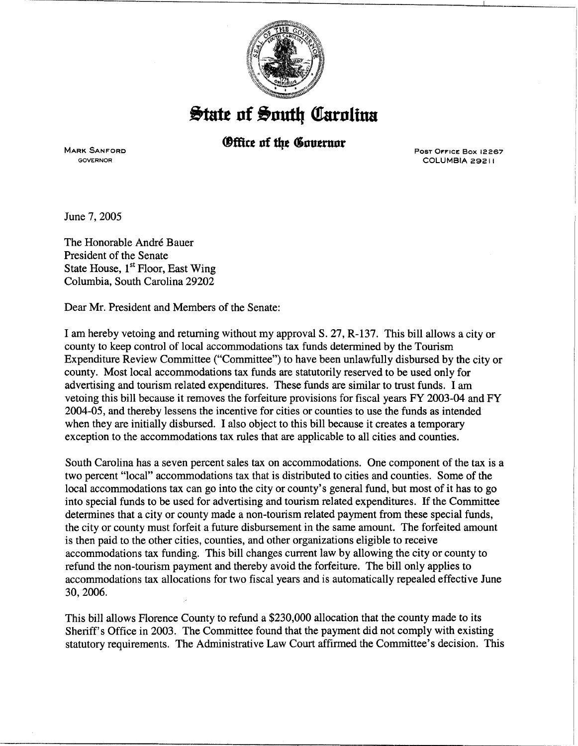# State of South Carolina

## Office of the Governor

MARK SANFORD
GOVERNOR

POST OFFICE BOX 12267
COLUMBIA 29211

June 7, 2005

The Honorable André Bauer
President of the Senate
State House, 1st Floor, East Wing
Columbia, South Carolina 29202

Dear Mr. President and Members of the Senate:

I am hereby vetoing and returning without my approval S. 27, R-137. This bill allows a city or county to keep control of local accommodations tax funds determined by the Tourism Expenditure Review Committee ("Committee") to have been unlawfully disbursed by the city or county. Most local accommodations tax funds are statutorily reserved to be used only for advertising and tourism related expenditures. These funds are similar to trust funds. I am vetoing this bill because it removes the forfeiture provisions for fiscal years FY 2003-04 and FY 2004-05, and thereby lessens the incentive for cities or counties to use the funds as intended when they are initially disbursed. I also object to this bill because it creates a temporary exception to the accommodations tax rules that are applicable to all cities and counties.

South Carolina has a seven percent sales tax on accommodations. One component of the tax is a two percent "local" accommodations tax that is distributed to cities and counties. Some of the local accommodations tax can go into the city or county's general fund, but most of it has to go into special funds to be used for advertising and tourism related expenditures. If the Committee determines that a city or county made a non-tourism related payment from these special funds, the city or county must forfeit a future disbursement in the same amount. The forfeited amount is then paid to the other cities, counties, and other organizations eligible to receive accommodations tax funding. This bill changes current law by allowing the city or county to refund the non-tourism payment and thereby avoid the forfeiture. The bill only applies to accommodations tax allocations for two fiscal years and is automatically repealed effective June 30, 2006.

This bill allows Florence County to refund a $230,000 allocation that the county made to its Sheriff's Office in 2003. The Committee found that the payment did not comply with existing statutory requirements. The Administrative Law Court affirmed the Committee's decision. This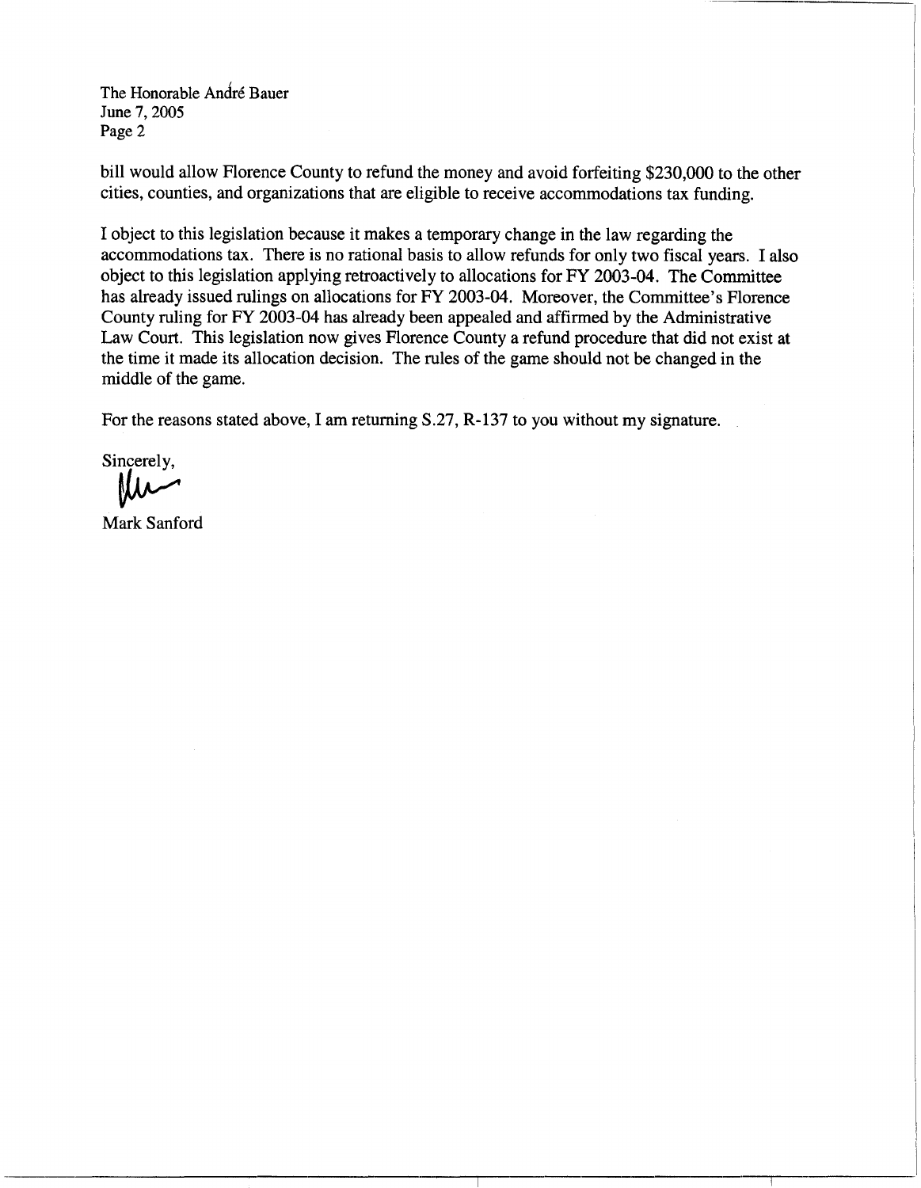bill would allow Florence County to refund the money and avoid forfeiting $230,000 to the other cities, counties, and organizations that are eligible to receive accommodations tax funding.

I object to this legislation because it makes a temporary change in the law regarding the accommodations tax. There is no rational basis to allow refunds for only two fiscal years. I also object to this legislation applying retroactively to allocations for FY 2003-04. The Committee has already issued rulings on allocations for FY 2003-04. Moreover, the Committee's Florence County ruling for FY 2003-04 has already been appealed and affirmed by the Administrative Law Court. This legislation now gives Florence County a refund procedure that did not exist at the time it made its allocation decision. The rules of the game should not be changed in the middle of the game.

For the reasons stated above, I am returning S.27, R-137 to you without my signature.

Sincerely,

Mark Sanford